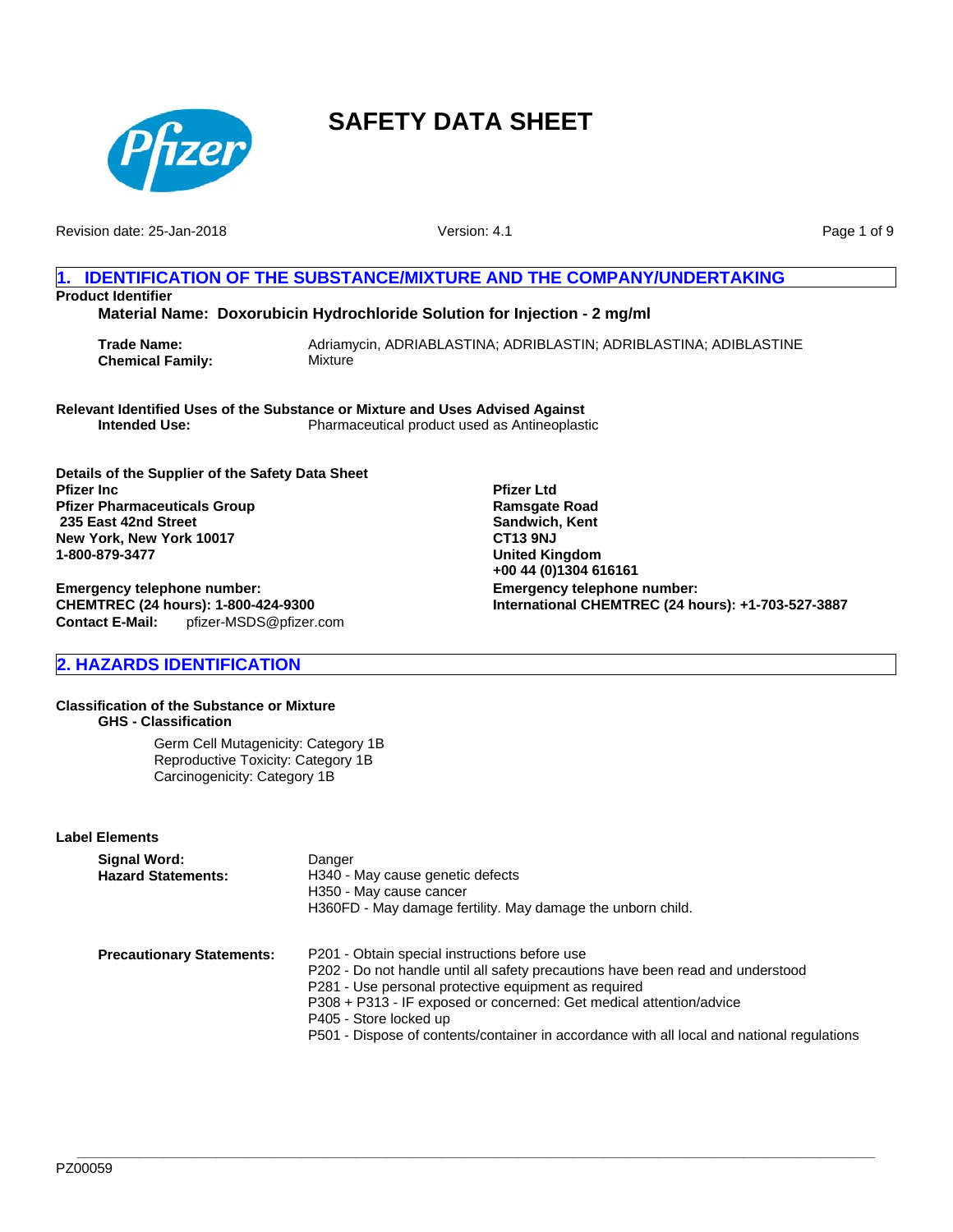# SAFETY DATA SHEET

Revision date: 25-Jan-2018

Version: 4.1

## 1. IDENTIFICATION OF THE SUBSTANCE/MIXTURE AND THE COMPANY/UNDERTAKING

**Product Identifier**

**Material Name: Doxorubicin Hydrochloride Solution for Injection - 2 mg/ml**

| | |
|---|---|
| **Trade Name:** | Adriamycin, ADRIABLASTINA; ADRIBLASTIN; ADRIBLASTINA; ADIBLASTINE |
| **Chemical Family:** | Mixture |

**Relevant Identified Uses of the Substance or Mixture and Uses Advised Against**

**Intended Use:** Pharmaceutical product used as Antineoplastic

**Details of the Supplier of the Safety Data Sheet**

**Pfizer Inc**
**Pfizer Pharmaceuticals Group**
**235 East 42nd Street**
**New York, New York 10017**
**1-800-879-3477**

**Emergency telephone number:**
**CHEMTREC (24 hours): 1-800-424-9300**
**Contact E-Mail:** pfizer-MSDS@pfizer.com

**Pfizer Ltd**
**Ramsgate Road**
**Sandwich, Kent**
**CT13 9NJ**
**United Kingdom**
**+00 44 (0)1304 616161**

**Emergency telephone number:**
**International CHEMTREC (24 hours): +1-703-527-3887**

## 2. HAZARDS IDENTIFICATION

**Classification of the Substance or Mixture**

**GHS - Classification**

Germ Cell Mutagenicity: Category 1B
Reproductive Toxicity: Category 1B
Carcinogenicity: Category 1B

**Label Elements**

**Signal Word:** Danger

**Hazard Statements:**
H340 - May cause genetic defects
H350 - May cause cancer
H360FD - May damage fertility. May damage the unborn child.

**Precautionary Statements:**
P201 - Obtain special instructions before use
P202 - Do not handle until all safety precautions have been read and understood
P281 - Use personal protective equipment as required
P308 + P313 - IF exposed or concerned: Get medical attention/advice
P405 - Store locked up
P501 - Dispose of contents/container in accordance with all local and national regulations

PZ00059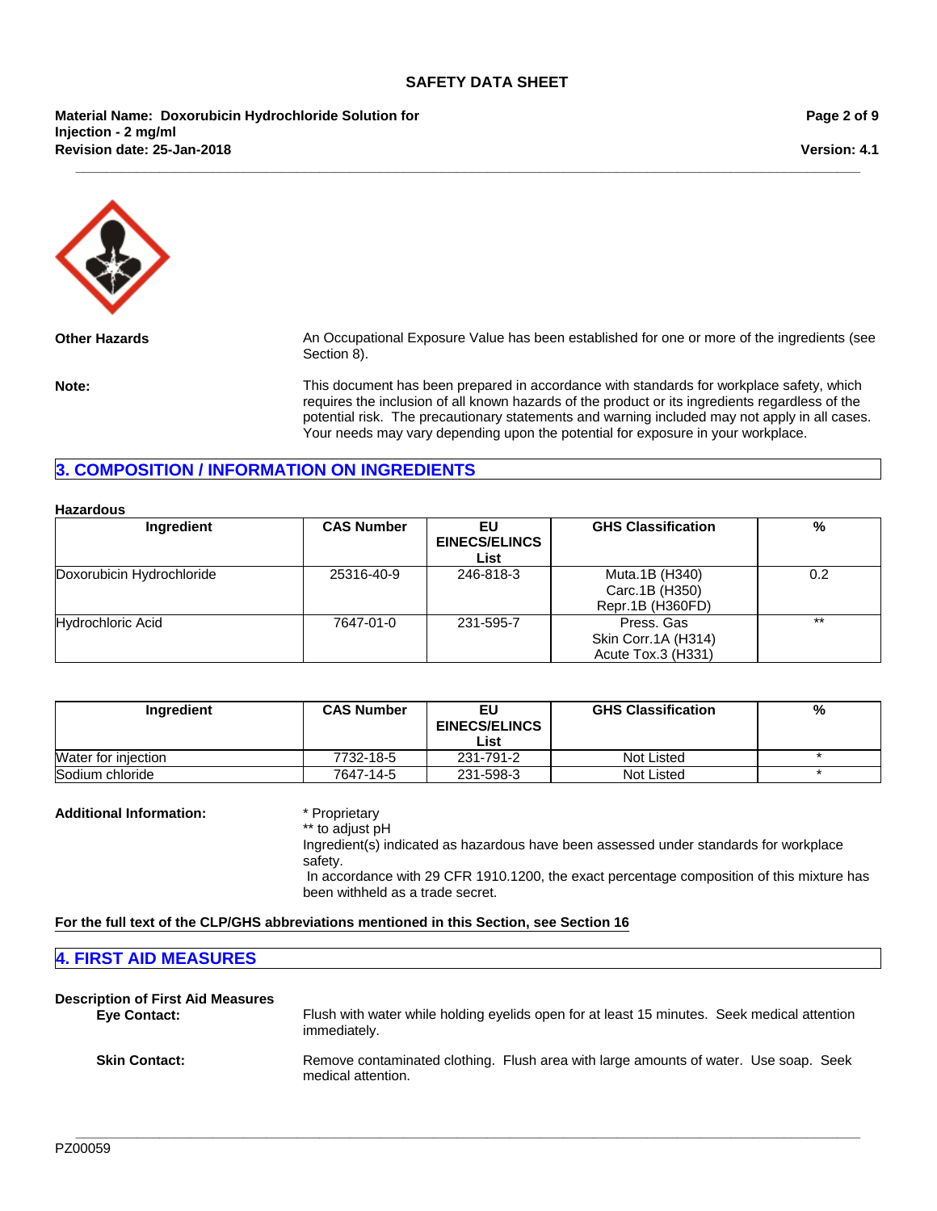**Other Hazards**

An Occupational Exposure Value has been established for one or more of the ingredients (see Section 8).

**Note:**

This document has been prepared in accordance with standards for workplace safety, which requires the inclusion of all known hazards of the product or its ingredients regardless of the potential risk. The precautionary statements and warning included may not apply in all cases. Your needs may vary depending upon the potential for exposure in your workplace.

## 3. COMPOSITION / INFORMATION ON INGREDIENTS

**Hazardous**

| Ingredient | CAS Number | EU EINECS/ELINCS List | GHS Classification | % |
|---|---|---|---|---|
| Doxorubicin Hydrochloride | 25316-40-9 | 246-818-3 | Muta.1B (H340)<br>Carc.1B (H350)<br>Repr.1B (H360FD) | 0.2 |
| Hydrochloric Acid | 7647-01-0 | 231-595-7 | Press. Gas<br>Skin Corr.1A (H314)<br>Acute Tox.3 (H331) | ** |

| Ingredient | CAS Number | EU EINECS/ELINCS List | GHS Classification | % |
|---|---|---|---|---|
| Water for injection | 7732-18-5 | 231-791-2 | Not Listed | * |
| Sodium chloride | 7647-14-5 | 231-598-3 | Not Listed | * |

**Additional Information:**

* Proprietary
** to adjust pH
Ingredient(s) indicated as hazardous have been assessed under standards for workplace safety.
In accordance with 29 CFR 1910.1200, the exact percentage composition of this mixture has been withheld as a trade secret.

**For the full text of the CLP/GHS abbreviations mentioned in this Section, see Section 16**

## 4. FIRST AID MEASURES

**Description of First Aid Measures**

**Eye Contact:** Flush with water while holding eyelids open for at least 15 minutes. Seek medical attention immediately.

**Skin Contact:** Remove contaminated clothing. Flush area with large amounts of water. Use soap. Seek medical attention.

PZ00059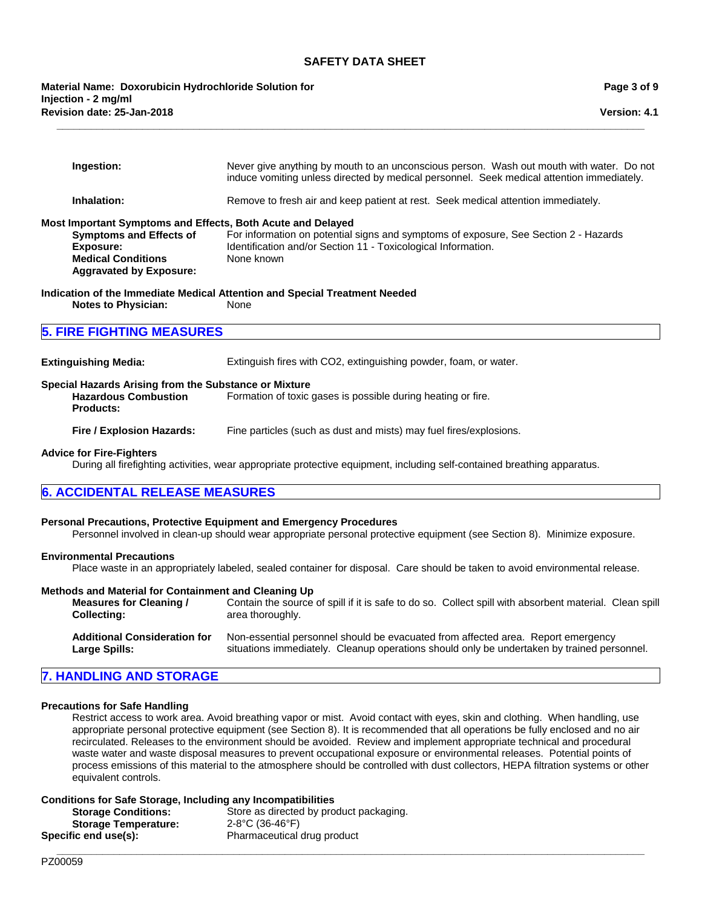**Ingestion:** Never give anything by mouth to an unconscious person. Wash out mouth with water. Do not induce vomiting unless directed by medical personnel. Seek medical attention immediately.

**Inhalation:** Remove to fresh air and keep patient at rest. Seek medical attention immediately.

**Most Important Symptoms and Effects, Both Acute and Delayed**

**Symptoms and Effects of Exposure:** For information on potential signs and symptoms of exposure, See Section 2 - Hazards Identification and/or Section 11 - Toxicological Information.

**Medical Conditions Aggravated by Exposure:** None known

**Indication of the Immediate Medical Attention and Special Treatment Needed**

**Notes to Physician:** None

## 5. FIRE FIGHTING MEASURES

**Extinguishing Media:** Extinguish fires with CO2, extinguishing powder, foam, or water.

**Special Hazards Arising from the Substance or Mixture**

**Hazardous Combustion Products:** Formation of toxic gases is possible during heating or fire.

**Fire / Explosion Hazards:** Fine particles (such as dust and mists) may fuel fires/explosions.

**Advice for Fire-Fighters**

During all firefighting activities, wear appropriate protective equipment, including self-contained breathing apparatus.

## 6. ACCIDENTAL RELEASE MEASURES

**Personal Precautions, Protective Equipment and Emergency Procedures**

Personnel involved in clean-up should wear appropriate personal protective equipment (see Section 8). Minimize exposure.

**Environmental Precautions**

Place waste in an appropriately labeled, sealed container for disposal. Care should be taken to avoid environmental release.

**Methods and Material for Containment and Cleaning Up**

**Measures for Cleaning / Collecting:** Contain the source of spill if it is safe to do so. Collect spill with absorbent material. Clean spill area thoroughly.

**Additional Consideration for Large Spills:** Non-essential personnel should be evacuated from affected area. Report emergency situations immediately. Cleanup operations should only be undertaken by trained personnel.

## 7. HANDLING AND STORAGE

**Precautions for Safe Handling**

Restrict access to work area. Avoid breathing vapor or mist. Avoid contact with eyes, skin and clothing. When handling, use appropriate personal protective equipment (see Section 8). It is recommended that all operations be fully enclosed and no air recirculated. Releases to the environment should be avoided. Review and implement appropriate technical and procedural waste water and waste disposal measures to prevent occupational exposure or environmental releases. Potential points of process emissions of this material to the atmosphere should be controlled with dust collectors, HEPA filtration systems or other equivalent controls.

**Conditions for Safe Storage, Including any Incompatibilities**

**Storage Conditions:** Store as directed by product packaging.

**Storage Temperature:** 2-8°C (36-46°F)

**Specific end use(s):** Pharmaceutical drug product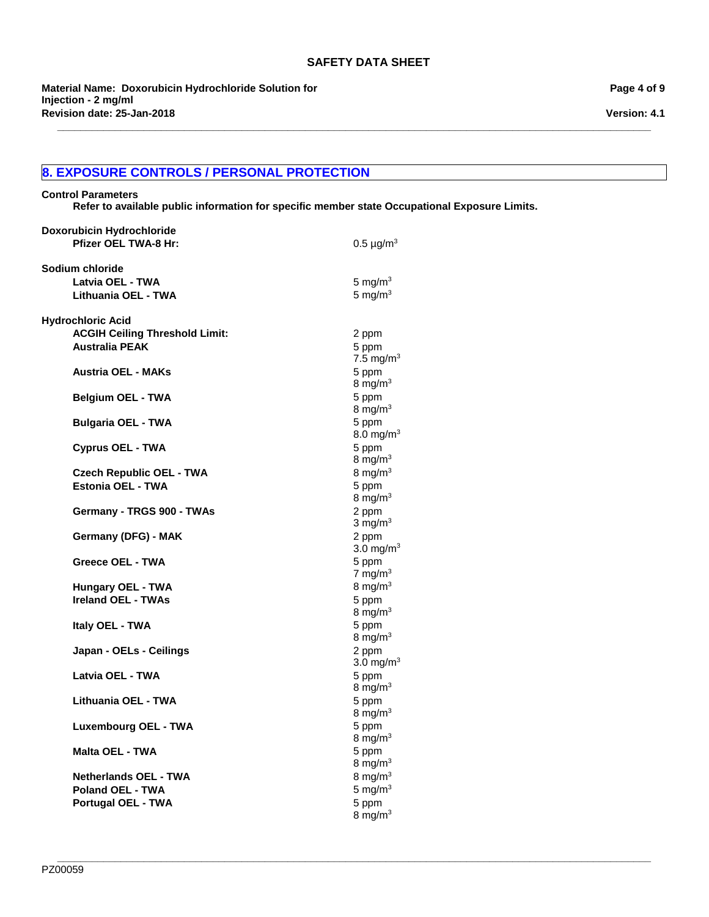## 8. EXPOSURE CONTROLS / PERSONAL PROTECTION

**Control Parameters**

**Refer to available public information for specific member state Occupational Exposure Limits.**

**Doxorubicin Hydrochloride**

| | |
|---|---|
| **Pfizer OEL TWA-8 Hr:** | 0.5 µg/m$^3$ |

**Sodium chloride**

| | |
|---|---|
| **Latvia OEL - TWA** | 5 mg/m$^3$ |
| **Lithuania OEL - TWA** | 5 mg/m$^3$ |

**Hydrochloric Acid**

| | |
|---|---|
| **ACGIH Ceiling Threshold Limit:** | 2 ppm |
| **Australia PEAK** | 5 ppm<br>7.5 mg/m$^3$ |
| **Austria OEL - MAKs** | 5 ppm<br>8 mg/m$^3$ |
| **Belgium OEL - TWA** | 5 ppm<br>8 mg/m$^3$ |
| **Bulgaria OEL - TWA** | 5 ppm<br>8.0 mg/m$^3$ |
| **Cyprus OEL - TWA** | 5 ppm<br>8 mg/m$^3$ |
| **Czech Republic OEL - TWA** | 8 mg/m$^3$ |
| **Estonia OEL - TWA** | 5 ppm<br>8 mg/m$^3$ |
| **Germany - TRGS 900 - TWAs** | 2 ppm<br>3 mg/m$^3$ |
| **Germany (DFG) - MAK** | 2 ppm<br>3.0 mg/m$^3$ |
| **Greece OEL - TWA** | 5 ppm<br>7 mg/m$^3$ |
| **Hungary OEL - TWA** | 8 mg/m$^3$ |
| **Ireland OEL - TWAs** | 5 ppm<br>8 mg/m$^3$ |
| **Italy OEL - TWA** | 5 ppm<br>8 mg/m$^3$ |
| **Japan - OELs - Ceilings** | 2 ppm<br>3.0 mg/m$^3$ |
| **Latvia OEL - TWA** | 5 ppm<br>8 mg/m$^3$ |
| **Lithuania OEL - TWA** | 5 ppm<br>8 mg/m$^3$ |
| **Luxembourg OEL - TWA** | 5 ppm<br>8 mg/m$^3$ |
| **Malta OEL - TWA** | 5 ppm<br>8 mg/m$^3$ |
| **Netherlands OEL - TWA** | 8 mg/m$^3$ |
| **Poland OEL - TWA** | 5 mg/m$^3$ |
| **Portugal OEL - TWA** | 5 ppm<br>8 mg/m$^3$ |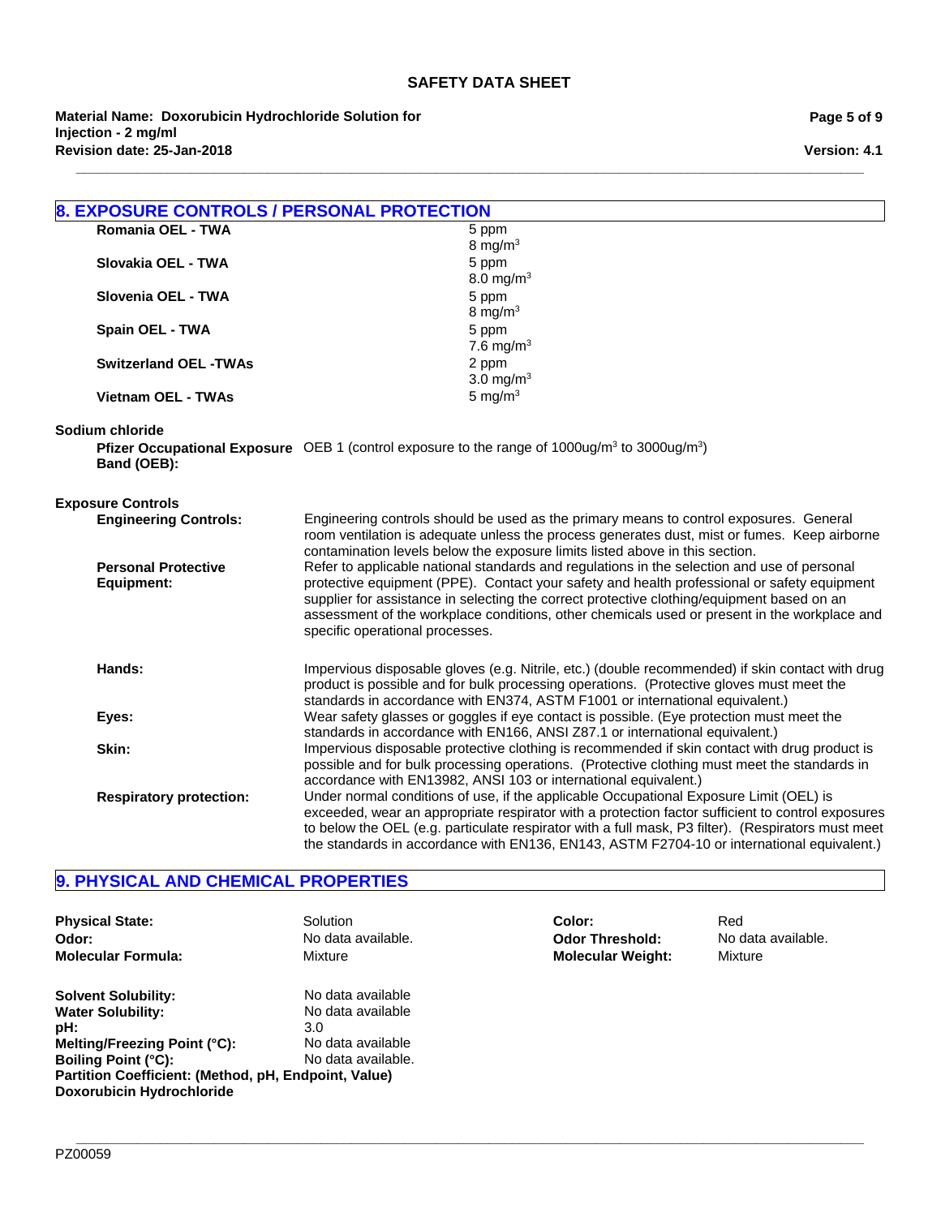## 8. EXPOSURE CONTROLS / PERSONAL PROTECTION

| | |
|---|---|
| **Romania OEL - TWA** | 5 ppm<br>8 mg/m$^3$ |
| **Slovakia OEL - TWA** | 5 ppm<br>8.0 mg/m$^3$ |
| **Slovenia OEL - TWA** | 5 ppm<br>8 mg/m$^3$ |
| **Spain OEL - TWA** | 5 ppm<br>7.6 mg/m$^3$ |
| **Switzerland OEL -TWAs** | 2 ppm<br>3.0 mg/m$^3$ |
| **Vietnam OEL - TWAs** | 5 mg/m$^3$ |

**Sodium chloride**

**Pfizer Occupational Exposure Band (OEB):** OEB 1 (control exposure to the range of 1000ug/m$^3$ to 3000ug/m$^3$)

**Exposure Controls**

**Engineering Controls:** Engineering controls should be used as the primary means to control exposures. General room ventilation is adequate unless the process generates dust, mist or fumes. Keep airborne contamination levels below the exposure limits listed above in this section.

**Personal Protective Equipment:** Refer to applicable national standards and regulations in the selection and use of personal protective equipment (PPE). Contact your safety and health professional or safety equipment supplier for assistance in selecting the correct protective clothing/equipment based on an assessment of the workplace conditions, other chemicals used or present in the workplace and specific operational processes.

**Hands:** Impervious disposable gloves (e.g. Nitrile, etc.) (double recommended) if skin contact with drug product is possible and for bulk processing operations. (Protective gloves must meet the standards in accordance with EN374, ASTM F1001 or international equivalent.)

**Eyes:** Wear safety glasses or goggles if eye contact is possible. (Eye protection must meet the standards in accordance with EN166, ANSI Z87.1 or international equivalent.)

**Skin:** Impervious disposable protective clothing is recommended if skin contact with drug product is possible and for bulk processing operations. (Protective clothing must meet the standards in accordance with EN13982, ANSI 103 or international equivalent.)

**Respiratory protection:** Under normal conditions of use, if the applicable Occupational Exposure Limit (OEL) is exceeded, wear an appropriate respirator with a protection factor sufficient to control exposures to below the OEL (e.g. particulate respirator with a full mask, P3 filter). (Respirators must meet the standards in accordance with EN136, EN143, ASTM F2704-10 or international equivalent.)

## 9. PHYSICAL AND CHEMICAL PROPERTIES

| | | | |
|---|---|---|---|
| **Physical State:** | Solution | **Color:** | Red |
| **Odor:** | No data available. | **Odor Threshold:** | No data available. |
| **Molecular Formula:** | Mixture | **Molecular Weight:** | Mixture |

**Solvent Solubility:** No data available
**Water Solubility:** No data available
**pH:** 3.0
**Melting/Freezing Point (°C):** No data available
**Boiling Point (°C):** No data available.
**Partition Coefficient: (Method, pH, Endpoint, Value)**
**Doxorubicin Hydrochloride**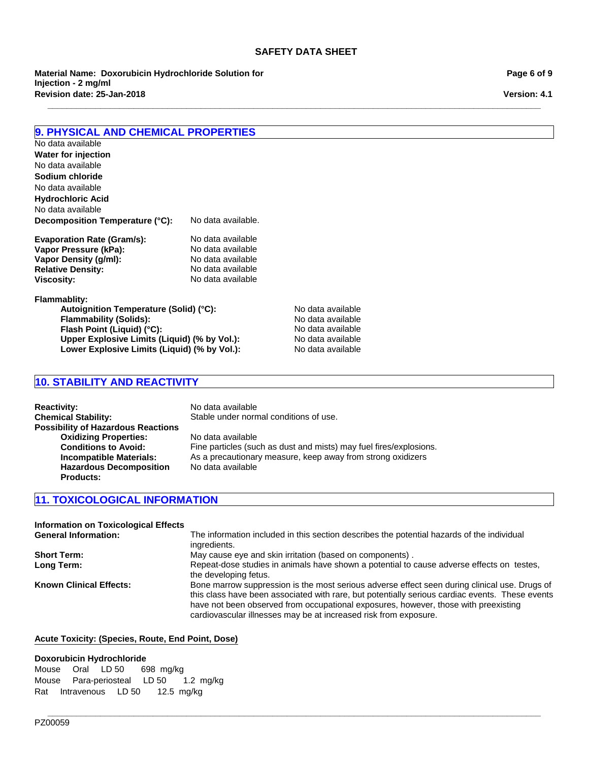## 9. PHYSICAL AND CHEMICAL PROPERTIES

No data available

**Water for injection**

No data available

**Sodium chloride**

No data available

**Hydrochloric Acid**

No data available

**Decomposition Temperature (°C):** No data available.

**Evaporation Rate (Gram/s):** No data available
**Vapor Pressure (kPa):** No data available
**Vapor Density (g/ml):** No data available
**Relative Density:** No data available
**Viscosity:** No data available

**Flammablity:**
- **Autoignition Temperature (Solid) (°C):** No data available
- **Flammability (Solids):** No data available
- **Flash Point (Liquid) (°C):** No data available
- **Upper Explosive Limits (Liquid) (% by Vol.):** No data available
- **Lower Explosive Limits (Liquid) (% by Vol.):** No data available

## 10. STABILITY AND REACTIVITY

**Reactivity:** No data available
**Chemical Stability:** Stable under normal conditions of use.
**Possibility of Hazardous Reactions**
- **Oxidizing Properties:** No data available
- **Conditions to Avoid:** Fine particles (such as dust and mists) may fuel fires/explosions.
- **Incompatible Materials:** As a precautionary measure, keep away from strong oxidizers
- **Hazardous Decomposition Products:** No data available

## 11. TOXICOLOGICAL INFORMATION

**Information on Toxicological Effects**

**General Information:** The information included in this section describes the potential hazards of the individual ingredients.

**Short Term:** May cause eye and skin irritation (based on components) .

**Long Term:** Repeat-dose studies in animals have shown a potential to cause adverse effects on testes, the developing fetus.

**Known Clinical Effects:** Bone marrow suppression is the most serious adverse effect seen during clinical use. Drugs of this class have been associated with rare, but potentially serious cardiac events. These events have not been observed from occupational exposures, however, those with preexisting cardiovascular illnesses may be at increased risk from exposure.

**Acute Toxicity: (Species, Route, End Point, Dose)**

**Doxorubicin Hydrochloride**

Mouse Oral LD 50 698 mg/kg
Mouse Para-periosteal LD 50 1.2 mg/kg
Rat Intravenous LD 50 12.5 mg/kg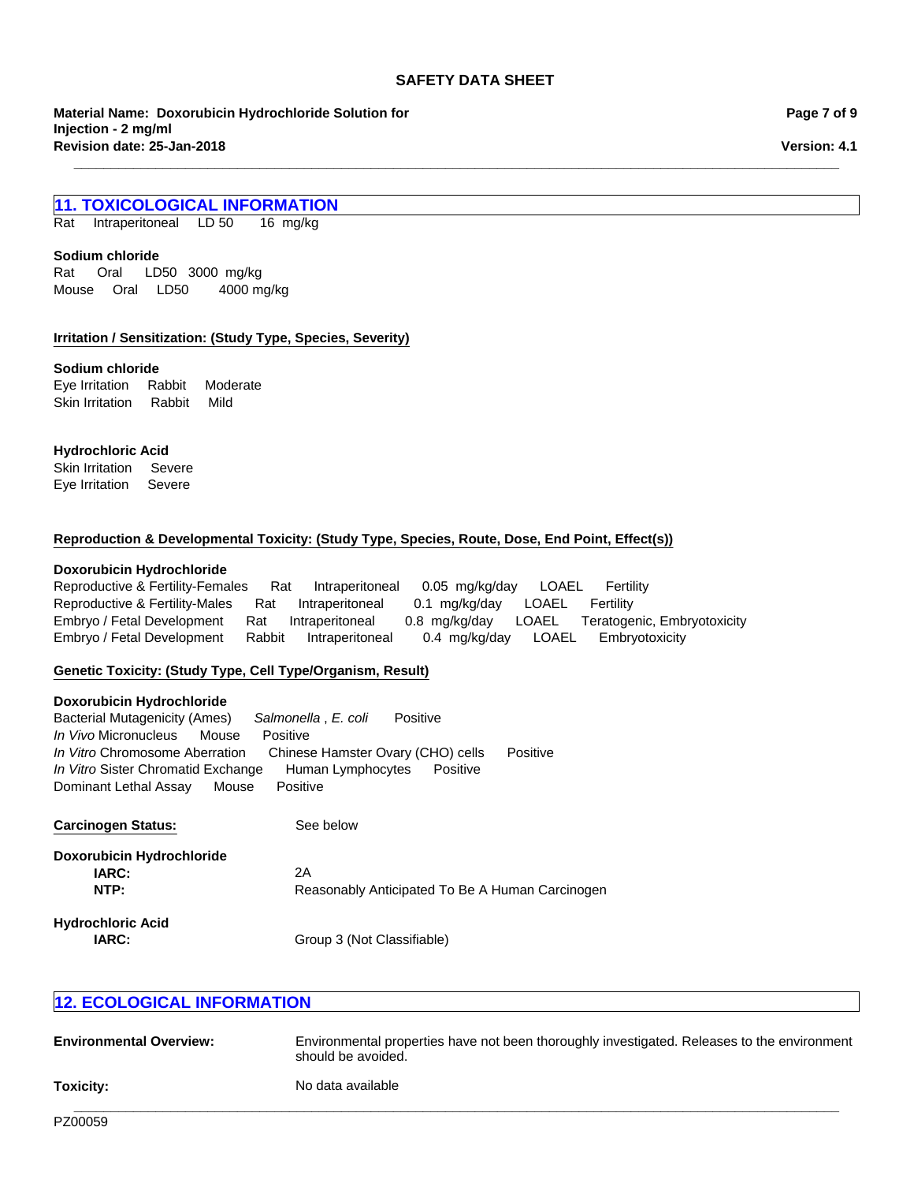## 11. TOXICOLOGICAL INFORMATION

Rat Intraperitoneal LD 50 16 mg/kg

**Sodium chloride**

Rat Oral LD50 3000 mg/kg
Mouse Oral LD50 4000 mg/kg

**Irritation / Sensitization: (Study Type, Species, Severity)**

**Sodium chloride**

Eye Irritation Rabbit Moderate
Skin Irritation Rabbit Mild

**Hydrochloric Acid**

Skin Irritation Severe
Eye Irritation Severe

**Reproduction & Developmental Toxicity: (Study Type, Species, Route, Dose, End Point, Effect(s))**

**Doxorubicin Hydrochloride**

| Study Type | Species | Route | Dose | End Point | Effect(s) |
|---|---|---|---|---|---|
| Reproductive & Fertility-Females | Rat | Intraperitoneal | 0.05 mg/kg/day | LOAEL | Fertility |
| Reproductive & Fertility-Males | Rat | Intraperitoneal | 0.1 mg/kg/day | LOAEL | Fertility |
| Embryo / Fetal Development | Rat | Intraperitoneal | 0.8 mg/kg/day | LOAEL | Teratogenic, Embryotoxicity |
| Embryo / Fetal Development | Rabbit | Intraperitoneal | 0.4 mg/kg/day | LOAEL | Embryotoxicity |

**Genetic Toxicity: (Study Type, Cell Type/Organism, Result)**

**Doxorubicin Hydrochloride**

| Study Type | Cell Type/Organism | Result |
|---|---|---|
| Bacterial Mutagenicity (Ames) | *Salmonella* , *E. coli* | Positive |
| *In Vivo* Micronucleus | Mouse | Positive |
| *In Vitro* Chromosome Aberration | Chinese Hamster Ovary (CHO) cells | Positive |
| *In Vitro* Sister Chromatid Exchange | Human Lymphocytes | Positive |
| Dominant Lethal Assay | Mouse | Positive |

**Carcinogen Status:** See below

**Doxorubicin Hydrochloride**

**IARC:** 2A
**NTP:** Reasonably Anticipated To Be A Human Carcinogen

**Hydrochloric Acid**

**IARC:** Group 3 (Not Classifiable)

## 12. ECOLOGICAL INFORMATION

**Environmental Overview:** Environmental properties have not been thoroughly investigated. Releases to the environment should be avoided.

**Toxicity:** No data available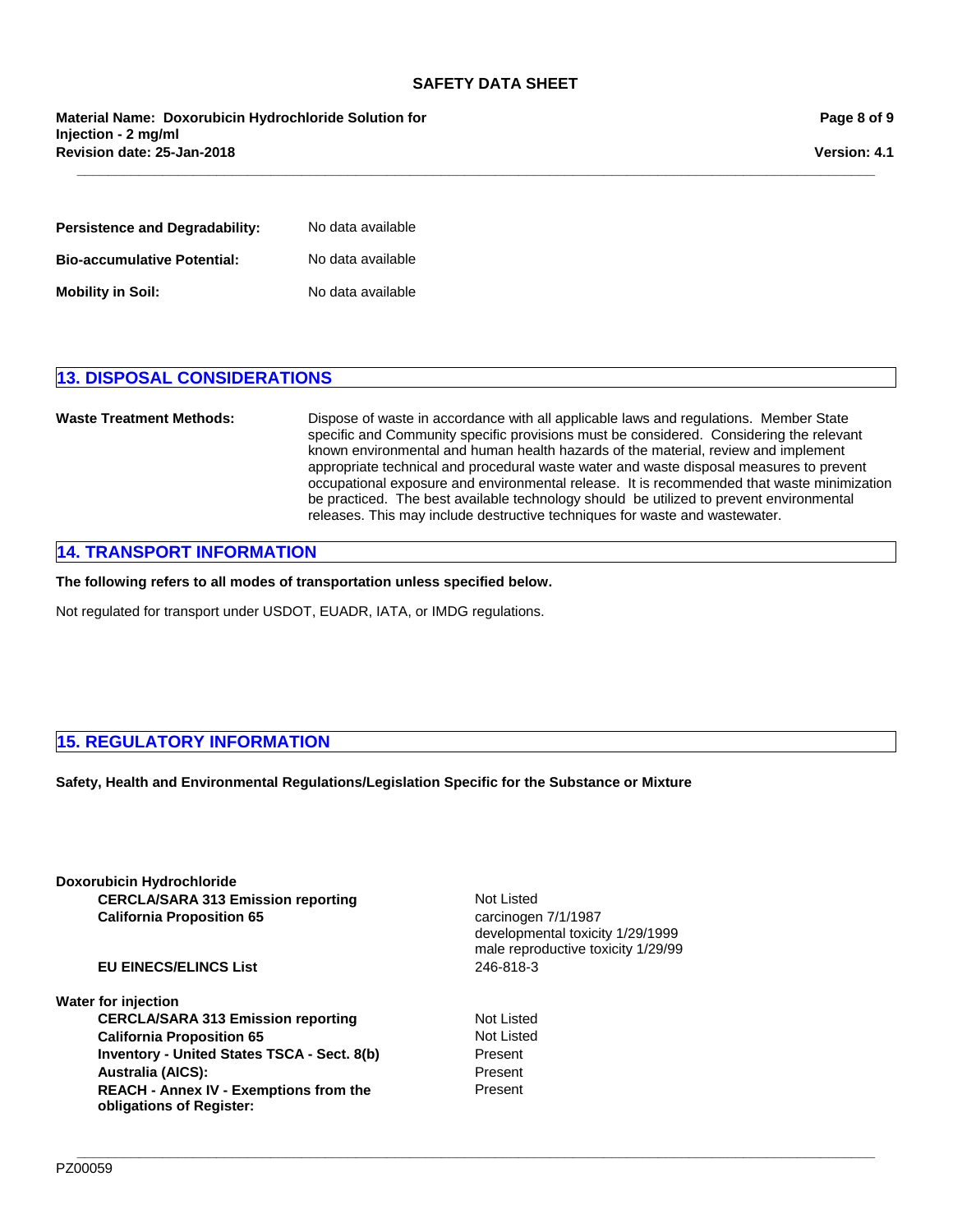**Persistence and Degradability:** No data available

**Bio-accumulative Potential:** No data available

**Mobility in Soil:** No data available

## 13. DISPOSAL CONSIDERATIONS

**Waste Treatment Methods:** Dispose of waste in accordance with all applicable laws and regulations. Member State specific and Community specific provisions must be considered. Considering the relevant known environmental and human health hazards of the material, review and implement appropriate technical and procedural waste water and waste disposal measures to prevent occupational exposure and environmental release. It is recommended that waste minimization be practiced. The best available technology should be utilized to prevent environmental releases. This may include destructive techniques for waste and wastewater.

## 14. TRANSPORT INFORMATION

**The following refers to all modes of transportation unless specified below.**

Not regulated for transport under USDOT, EUADR, IATA, or IMDG regulations.

## 15. REGULATORY INFORMATION

**Safety, Health and Environmental Regulations/Legislation Specific for the Substance or Mixture**

**Doxorubicin Hydrochloride**

| | |
|---|---|
| **CERCLA/SARA 313 Emission reporting** | Not Listed |
| **California Proposition 65** | carcinogen 7/1/1987<br>developmental toxicity 1/29/1999<br>male reproductive toxicity 1/29/99 |
| **EU EINECS/ELINCS List** | 246-818-3 |

**Water for injection**

| | |
|---|---|
| **CERCLA/SARA 313 Emission reporting** | Not Listed |
| **California Proposition 65** | Not Listed |
| **Inventory - United States TSCA - Sect. 8(b)** | Present |
| **Australia (AICS):** | Present |
| **REACH - Annex IV - Exemptions from the obligations of Register:** | Present |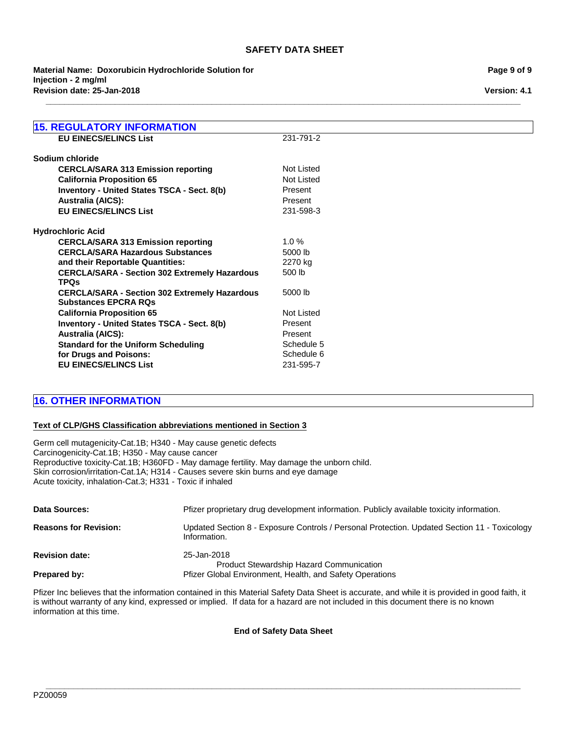## 15. REGULATORY INFORMATION

| | |
|---|---|
| **EU EINECS/ELINCS List** | 231-791-2 |

**Sodium chloride**

| | |
|---|---|
| **CERCLA/SARA 313 Emission reporting** | Not Listed |
| **California Proposition 65** | Not Listed |
| **Inventory - United States TSCA - Sect. 8(b)** | Present |
| **Australia (AICS):** | Present |
| **EU EINECS/ELINCS List** | 231-598-3 |

**Hydrochloric Acid**

| | |
|---|---|
| **CERCLA/SARA 313 Emission reporting** | 1.0 % |
| **CERCLA/SARA Hazardous Substances and their Reportable Quantities:** | 5000 lb<br>2270 kg |
| **CERCLA/SARA - Section 302 Extremely Hazardous TPQs** | 500 lb |
| **CERCLA/SARA - Section 302 Extremely Hazardous Substances EPCRA RQs** | 5000 lb |
| **California Proposition 65** | Not Listed |
| **Inventory - United States TSCA - Sect. 8(b)** | Present |
| **Australia (AICS):** | Present |
| **Standard for the Uniform Scheduling for Drugs and Poisons:** | Schedule 5<br>Schedule 6 |
| **EU EINECS/ELINCS List** | 231-595-7 |

## 16. OTHER INFORMATION

**Text of CLP/GHS Classification abbreviations mentioned in Section 3**

Germ cell mutagenicity-Cat.1B; H340 - May cause genetic defects
Carcinogenicity-Cat.1B; H350 - May cause cancer
Reproductive toxicity-Cat.1B; H360FD - May damage fertility. May damage the unborn child.
Skin corrosion/irritation-Cat.1A; H314 - Causes severe skin burns and eye damage
Acute toxicity, inhalation-Cat.3; H331 - Toxic if inhaled

| | |
|---|---|
| **Data Sources:** | Pfizer proprietary drug development information. Publicly available toxicity information. |
| **Reasons for Revision:** | Updated Section 8 - Exposure Controls / Personal Protection. Updated Section 11 - Toxicology Information. |
| **Revision date:** | 25-Jan-2018 |
| **Prepared by:** | Product Stewardship Hazard Communication<br>Pfizer Global Environment, Health, and Safety Operations |

Pfizer Inc believes that the information contained in this Material Safety Data Sheet is accurate, and while it is provided in good faith, it is without warranty of any kind, expressed or implied. If data for a hazard are not included in this document there is no known information at this time.

**End of Safety Data Sheet**